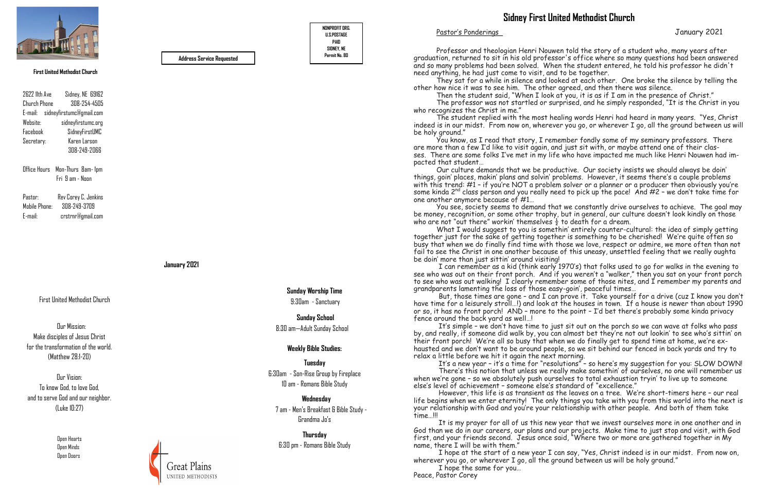**First United Methodist Church**

| | |
|---|---|
| 2622 11th Ave | Sidney, NE 69162 |
| Church Phone | 308-254-4505 |
| E-mail: | sidneyfirstumc@gmail.com |
| Website: | sidneyfirstumc.org |
| Facebook | SidneyFirstUMC |
| Secretary: | Karen Larson 308-249-2066 |

Office Hours Mon-Thurs 8am- 1pm
Fri 9 am - Noon

| | |
|---|---|
| Pastor: | Rev Corey C. Jenkins |
| Mobile Phone: | 308-249-3709 |
| E-mail: | crstrnr@gmail.com |

First United Methodist Church

Our Mission:
Make disciples of Jesus Christ for the transformation of the world.
(Matthew 28:1-20)

Our Vision:
To know God, to love God, and to serve God and our neighbor.
(Luke 10:27)

Open Hearts
Open Minds
Open Doors

Great Plains
UNITED METHODISTS

**Address Service Requested**

NONPROFIT ORG.
U.S.POSTAGE
PAID
SIDNEY, NE
Permit No. 80

**January 2021**

**Sunday Worship Time**
9:30am - Sanctuary

**Sunday School**
8:30 am—Adult Sunday School

**Weekly Bible Studies:**

**Tuesday**
6:30am - Son-Rise Group by Fireplace
10 am - Romans Bible Study

**Wednesday**
7 am - Men's Breakfast & Bible Study - Grandma Jo's

**Thursday**
6:30 pm - Romans Bible Study

# Sidney First United Methodist Church

Pastor's Ponderings — January 2021

Professor and theologian Henri Nouwen told the story of a student who, many years after graduation, returned to sit in his old professor's office where so many questions had been answered and so many problems had been solved. When the student entered, he told his professor he didn't need anything, he had just come to visit, and to be together.

They sat for a while in silence and looked at each other. One broke the silence by telling the other how nice it was to see him. The other agreed, and then there was silence.

Then the student said, "When I look at you, it is as if I am in the presence of Christ."

The professor was not startled or surprised, and he simply responded, "It is the Christ in you who recognizes the Christ in me."

The student replied with the most healing words Henri had heard in many years. "Yes, Christ indeed is in our midst. From now on, wherever you go, or wherever I go, all the ground between us will be holy ground."

You know, as I read that story, I remember fondly some of my seminary professors. There are more than a few I'd like to visit again, and just sit with, or maybe attend one of their classes. There are some folks I've met in my life who have impacted me much like Henri Nouwen had impacted that student…

Our culture demands that we be productive. Our society insists we should always be doin' things, goin' places, makin' plans and solvin' problems. However, it seems there's a couple problems with this trend: #1 – if you're NOT a problem solver or a planner or a producer then obviously you're some kinda 2nd class person and you really need to pick up the pace! And #2 – we don't take time for one another anymore because of #1…

You see, society seems to demand that we constantly drive ourselves to achieve. The goal may be money, recognition, or some other trophy, but in general, our culture doesn't look kindly on those who are not "out there" workin' themselves ½ to death for a dream.

What I would suggest to you is somethin' entirely counter-cultural: the idea of simply getting together just for the sake of getting together is something to be cherished! We're quite often so busy that when we do finally find time with those we love, respect or admire, we more often than not fail to see the Christ in one another because of this uneasy, unsettled feeling that we really oughta be doin' more than just sittin' around visiting!

I can remember as a kid (think early 1970's) that folks used to go for walks in the evening to see who was out on their front porch. And if you weren't a "walker," then you sat on your front porch to see who was out walking! I clearly remember some of those nites, and I remember my parents and grandparents lamenting the loss of those easy-goin', peaceful times…

But, those times are gone – and I can prove it. Take yourself for a drive (cuz I know you don't have time for a leisurely stroll…!) and look at the houses in town. If a house is newer than about 1990 or so, it has no front porch! AND – more to the point – I'd bet there's probably some kinda privacy fence around the back yard as well…!

It's simple – we don't have time to just sit out on the porch so we can wave at folks who pass by, and really, if someone did walk by, you can almost bet they're not out lookin' to see who's sittin' on their front porch! We're all so busy that when we do finally get to spend time at home, we're exhausted and we don't want to be around people, so we sit behind our fenced in back yards and try to relax a little before we hit it again the next morning.

It's a new year – it's a time for "resolutions" – so here's my suggestion for you: SLOW DOWN!

There's this notion that unless we really make somethin' of ourselves, no one will remember us when we're gone – so we absolutely push ourselves to total exhaustion tryin' to live up to someone else's level of achievement – someone else's standard of "excellence."

However, this life is as transient as the leaves on a tree. We're short-timers here – our real life begins when we enter eternity! The only things you take with you from this world into the next is your relationship with God and you're your relationship with other people. And both of them take time…!!!

It is my prayer for all of us this new year that we invest ourselves more in one another and in God than we do in our careers, our plans and our projects. Make time to just stop and visit, with God first, and your friends second. Jesus once said, "Where two or more are gathered together in My name, there I will be with them."

I hope at the start of a new year I can say, "Yes, Christ indeed is in our midst. From now on, wherever you go, or wherever I go, all the ground between us will be holy ground."

I hope the same for you…

Peace, Pastor Corey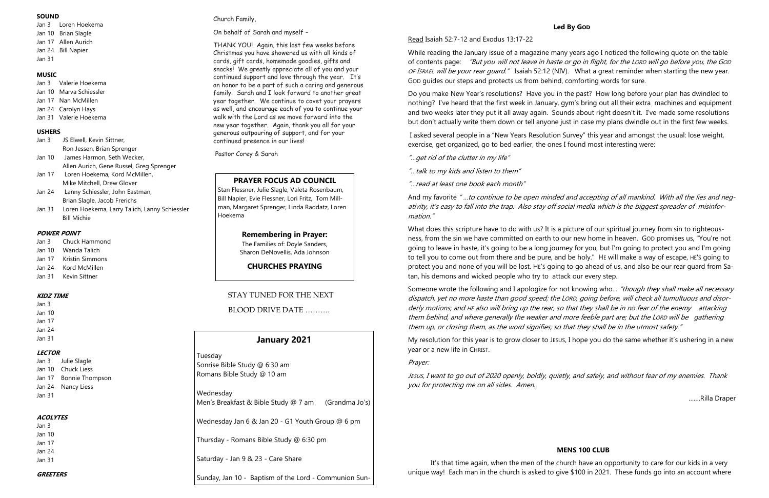### SOUND

Jan 3 Loren Hoekema
Jan 10 Brian Slagle
Jan 17 Allen Aurich
Jan 24 Bill Napier
Jan 31

### MUSIC

Jan 3 Valerie Hoekema
Jan 10 Marva Schiessler
Jan 17 Nan McMillen
Jan 24 Carolyn Hays
Jan 31 Valerie Hoekema

### USHERS

Jan 3 JS Elwell, Kevin Sittner, Ron Jessen, Brian Sprenger
Jan 10 James Harmon, Seth Wecker, Allen Aurich, Gene Russel, Greg Sprenger
Jan 17 Loren Hoekema, Kord McMillen, Mike Mitchell, Drew Glover
Jan 24 Lanny Schiessler, John Eastman, Brian Slagle, Jacob Frerichs
Jan 31 Loren Hoekema, Larry Talich, Lanny Schiessler Bill Michie

### POWER POINT

Jan 3 Chuck Hammond
Jan 10 Wanda Talich
Jan 17 Kristin Simmons
Jan 24 Kord McMillen
Jan 31 Kevin Sittner

### KIDZ TIME

Jan 3
Jan 10
Jan 17
Jan 24
Jan 31

### LECTOR

Jan 3 Julie Slagle
Jan 10 Chuck Liess
Jan 17 Bonnie Thompson
Jan 24 Nancy Liess
Jan 31

### ACOLYTES

Jan 3
Jan 10
Jan 17
Jan 24
Jan 31

### GREETERS

Church Family,

On behalf of Sarah and myself –

THANK YOU! Again, this last few weeks before Christmas you have showered us with all kinds of cards, gift cards, homemade goodies, gifts and snacks! We greatly appreciate all of you and your continued support and love through the year. It's an honor to be a part of such a caring and generous family. Sarah and I look forward to another great year together. We continue to covet your prayers as well, and encourage each of you to continue your walk with the Lord as we move forward into the new year together. Again, thank you all for your generous outpouring of support, and for your continued presence in our lives!

Pastor Corey & Sarah

### PRAYER FOCUS AD COUNCIL

Stan Flessner, Julie Slagle, Valeta Rosenbaum, Bill Napier, Evie Flessner, Lori Fritz, Tom Millman, Margaret Sprenger, Linda Raddatz, Loren Hoekema

**Remembering in Prayer:**

The Families of: Doyle Sanders, Sharon DeNovellis, Ada Johnson

**CHURCHES PRAYING**

STAY TUNED FOR THE NEXT BLOOD DRIVE DATE ……….

## January 2021

Tuesday
Sonrise Bible Study @ 6:30 am
Romans Bible Study @ 10 am

Wednesday
Men's Breakfast & Bible Study @ 7 am (Grandma Jo's)

Wednesday Jan 6 & Jan 20 - G1 Youth Group @ 6 pm

Thursday - Romans Bible Study @ 6:30 pm

Saturday - Jan 9 & 23 - Care Share

Sunday, Jan 10 - Baptism of the Lord - Communion Sun-

### Led By GOD

Read Isaiah 52:7-12 and Exodus 13:17-22

While reading the January issue of a magazine many years ago I noticed the following quote on the table of contents page: *"But you will not leave in haste or go in flight, for the LORD will go before you, the GOD OF ISRAEL will be your rear guard."* Isaiah 52:12 (NIV). What a great reminder when starting the new year. GOD guides our steps and protects us from behind, comforting words for sure.

Do you make New Year's resolutions? Have you in the past? How long before your plan has dwindled to nothing? I've heard that the first week in January, gym's bring out all their extra machines and equipment and two weeks later they put it all away again. Sounds about right doesn't it. I've made some resolutions but don't actually write them down or tell anyone just in case my plans dwindle out in the first few weeks.

I asked several people in a "New Years Resolution Survey" this year and amongst the usual: lose weight, exercise, get organized, go to bed earlier, the ones I found most interesting were:

*"…get rid of the clutter in my life"*

*"…talk to my kids and listen to them"*

*"…read at least one book each month"*

And my favorite *" …to continue to be open minded and accepting of all mankind. With all the lies and negativity, it's easy to fall into the trap. Also stay off social media which is the biggest spreader of misinformation."*

What does this scripture have to do with us? It is a picture of our spiritual journey from sin to righteousness, from the sin we have committed on earth to our new home in heaven. GOD promises us, "You're not going to leave in haste, it's going to be a long journey for you, but I'm going to protect you and I'm going to tell you to come out from there and be pure, and be holy." HE will make a way of escape, HE'S going to protect you and none of you will be lost. HE'S going to go ahead of us, and also be our rear guard from Satan, his demons and wicked people who try to attack our every step.

Someone wrote the following and I apologize for not knowing who… *"though they shall make all necessary dispatch, yet no more haste than good speed; the LORD, going before, will check all tumultuous and disorderly motions; and HE also will bring up the rear, so that they shall be in no fear of the enemy attacking them behind, and where generally the weaker and more feeble part are; but the LORD will be gathering them up, or closing them, as the word signifies; so that they shall be in the utmost safety."*

My resolution for this year is to grow closer to JESUS, I hope you do the same whether it's ushering in a new year or a new life in CHRIST.

*Prayer:*

*JESUS, I want to go out of 2020 openly, boldly, quietly, and safely, and without fear of my enemies. Thank you for protecting me on all sides. Amen.*

…….Rilla Draper

### MENS 100 CLUB

It's that time again, when the men of the church have an opportunity to care for our kids in a very unique way! Each man in the church is asked to give $100 in 2021. These funds go into an account where